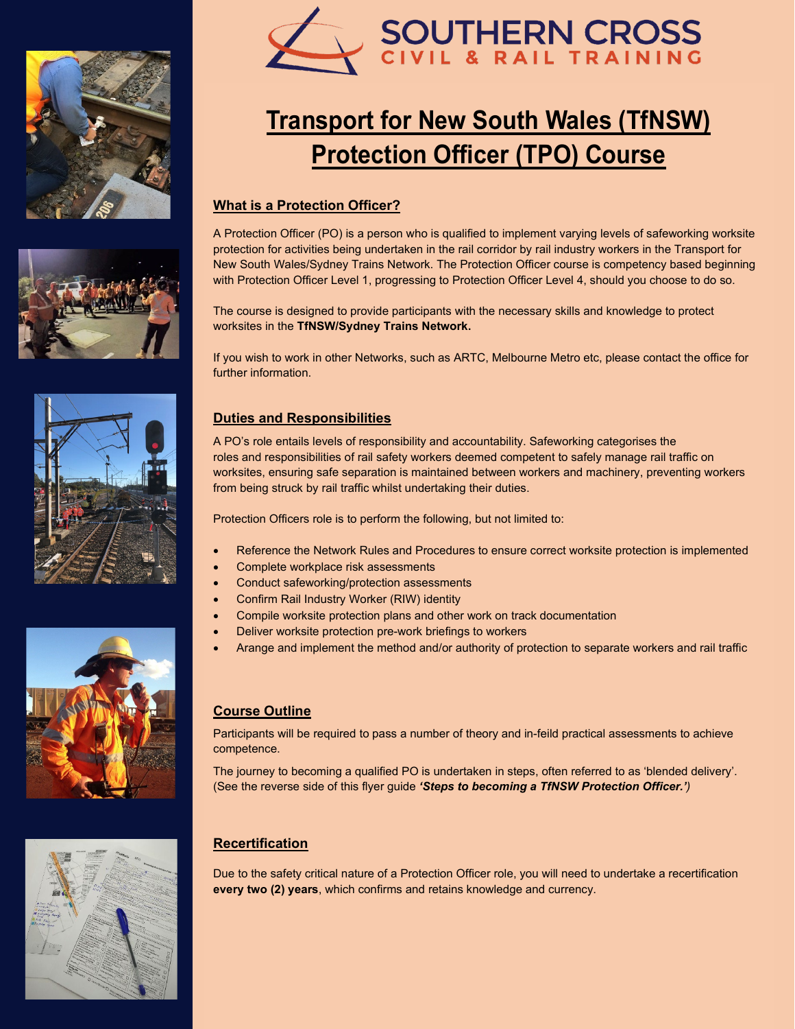SOUTHERN CROSS
CIVIL & RAIL TRAINING

# Transport for New South Wales (TfNSW) Protection Officer (TPO) Course

## What is a Protection Officer?

A Protection Officer (PO) is a person who is qualified to implement varying levels of safeworking worksite protection for activities being undertaken in the rail corridor by rail industry workers in the Transport for New South Wales/Sydney Trains Network. The Protection Officer course is competency based beginning with Protection Officer Level 1, progressing to Protection Officer Level 4, should you choose to do so.

The course is designed to provide participants with the necessary skills and knowledge to protect worksites in the **TfNSW/Sydney Trains Network.**

If you wish to work in other Networks, such as ARTC, Melbourne Metro etc, please contact the office for further information.

## Duties and Responsibilities

A PO's role entails levels of responsibility and accountability. Safeworking categorises the roles and responsibilities of rail safety workers deemed competent to safely manage rail traffic on worksites, ensuring safe separation is maintained between workers and machinery, preventing workers from being struck by rail traffic whilst undertaking their duties.

Protection Officers role is to perform the following, but not limited to:

- Reference the Network Rules and Procedures to ensure correct worksite protection is implemented
- Complete workplace risk assessments
- Conduct safeworking/protection assessments
- Confirm Rail Industry Worker (RIW) identity
- Compile worksite protection plans and other work on track documentation
- Deliver worksite protection pre-work briefings to workers
- Arange and implement the method and/or authority of protection to separate workers and rail traffic

## Course Outline

Participants will be required to pass a number of theory and in-feild practical assessments to achieve competence.

The journey to becoming a qualified PO is undertaken in steps, often referred to as 'blended delivery'. (See the reverse side of this flyer guide ***'Steps to becoming a TfNSW Protection Officer.')***

## Recertification

Due to the safety critical nature of a Protection Officer role, you will need to undertake a recertification **every two (2) years**, which confirms and retains knowledge and currency.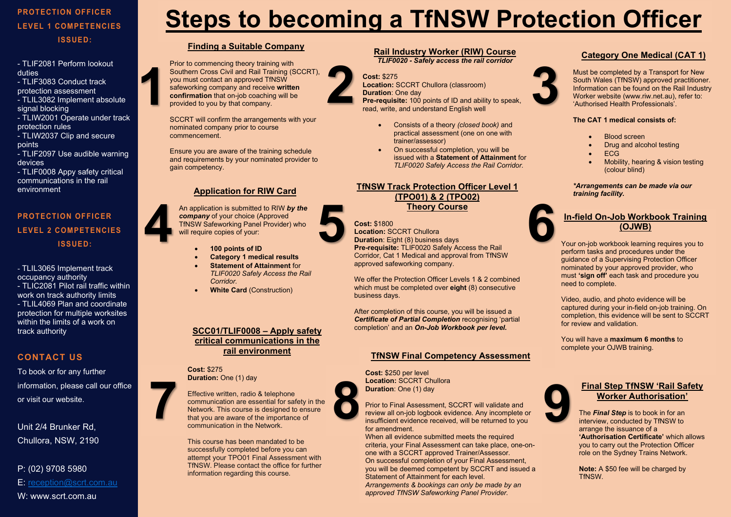# Steps to becoming a TfNSW Protection Officer

**PROTECTION OFFICER LEVEL 1 COMPETENCIES ISSUED:**

- TLIF2081 Perform lookout duties
- TLIF3083 Conduct track protection assessment
- TLIL3082 Implement absolute signal blocking
- TLIW2001 Operate under track protection rules
- TLIW2037 Clip and secure points
- TLIF2097 Use audible warning devices
- TLIF0008 Appy safety critical communications in the rail environment

**PROTECTION OFFICER LEVEL 2 COMPETENCIES ISSUED:**

- TLIL3065 Implement track occupancy authority
- TLIC2081 Pilot rail traffic within work on track authority limits
- TLIL4069 Plan and coordinate protection for multiple worksites within the limits of a work on track authority

**CONTACT US**

To book or for any further information, please call our office or visit our website.

Unit 2/4 Brunker Rd,
Chullora, NSW, 2190

P: (02) 9708 5980
E: reception@scrt.com.au
W: www.scrt.com.au

## 1 Finding a Suitable Company

Prior to commencing theory training with Southern Cross Civil and Rail Training (SCCRT), you must contact an approved TfNSW safeworking company and receive **written confirmation** that on-job coaching will be provided to you by that company.

SCCRT will confirm the arrangements with your nominated company prior to course commencement.

Ensure you are aware of the training schedule and requirements by your nominated provider to gain competency.

## 2 Rail Industry Worker (RIW) Course

*TLIF0020 - Safely access the rail corridor*

**Cost:** $275
**Location:** SCCRT Chullora (classroom)
**Duration**: One day
**Pre-requisite:** 100 points of ID and ability to speak, read, write, and understand English well

- Consists of a theory *(closed book)* and practical assessment (one on one with trainer/assessor)
- On successful completion, you will be issued with a **Statement of Attainment** for *TLIF0020 Safely Access the Rail Corridor.*

## 3 Category One Medical (CAT 1)

Must be completed by a Transport for New South Wales (TfNSW) approved practitioner. Information can be found on the Rail Industry Worker website (www.riw.net.au), refer to: 'Authorised Health Professionals'.

**The CAT 1 medical consists of:**

- Blood screen
- Drug and alcohol testing
- ECG
- Mobility, hearing & vision testing (colour blind)

***Arrangements can be made via our training facility.***

## 4 Application for RIW Card

An application is submitted to RIW ***by the company*** of your choice (Approved TfNSW Safeworking Panel Provider) who will require copies of your:

- **100 points of ID**
- **Category 1 medical results**
- **Statement of Attainment** for *TLIF0020 Safely Access the Rail Corridor.*
- **White Card** (Construction)

## 5 TfNSW Track Protection Officer Level 1 (TPO01) & 2 (TPO02) Theory Course

**Cost:** $1800
**Location:** SCCRT Chullora
**Duration**: Eight (8) business days
**Pre-requisite:** TLIF0020 Safely Access the Rail Corridor, Cat 1 Medical and approval from TfNSW approved safeworking company.

We offer the Protection Officer Levels 1 & 2 combined which must be completed over **eight** (8) consecutive business days.

After completion of this course, you will be issued a ***Certificate of Partial Completion*** recognising 'partial completion' and an ***On-Job Workbook per level.***

## 6 In-field On-Job Workbook Training (OJWB)

Your on-job workbook learning requires you to perform tasks and procedures under the guidance of a Supervising Protection Officer nominated by your approved provider, who must **'sign off'** each task and procedure you need to complete.

Video, audio, and photo evidence will be captured during your in-field on-job training. On completion, this evidence will be sent to SCCRT for review and validation.

You will have a **maximum 6 months** to complete your OJWB training.

## 7 SCC01/TLIF0008 – Apply safety critical communications in the rail environment

**Cost:** $275
**Duration:** One (1) day

Effective written, radio & telephone communication are essential for safety in the Network. This course is designed to ensure that you are aware of the importance of communication in the Network.

This course has been mandated to be successfully completed before you can attempt your TPO01 Final Assessment with TfNSW. Please contact the office for further information regarding this course.

## 8 TfNSW Final Competency Assessment

**Cost:** $250 per level
**Location:** SCCRT Chullora
**Duration**: One (1) day

Prior to Final Assessment, SCCRT will validate and review all on-job logbook evidence. Any incomplete or insufficient evidence received, will be returned to you for amendment.
When all evidence submitted meets the required criteria, your Final Assessment can take place, one-on-one with a SCCRT approved Trainer/Assessor.
On successful completion of your Final Assessment, you will be deemed competent by SCCRT and issued a Statement of Attainment for each level.
*Arrangements & bookings can only be made by an approved TfNSW Safeworking Panel Provider.*

## 9 Final Step TfNSW 'Rail Safety Worker Authorisation'

The ***Final Step*** is to book in for an interview, conducted by TfNSW to arrange the issuance of a **'Authorisation Certificate'** which allows you to carry out the Protection Officer role on the Sydney Trains Network.

**Note:** A $50 fee will be charged by TfNSW.